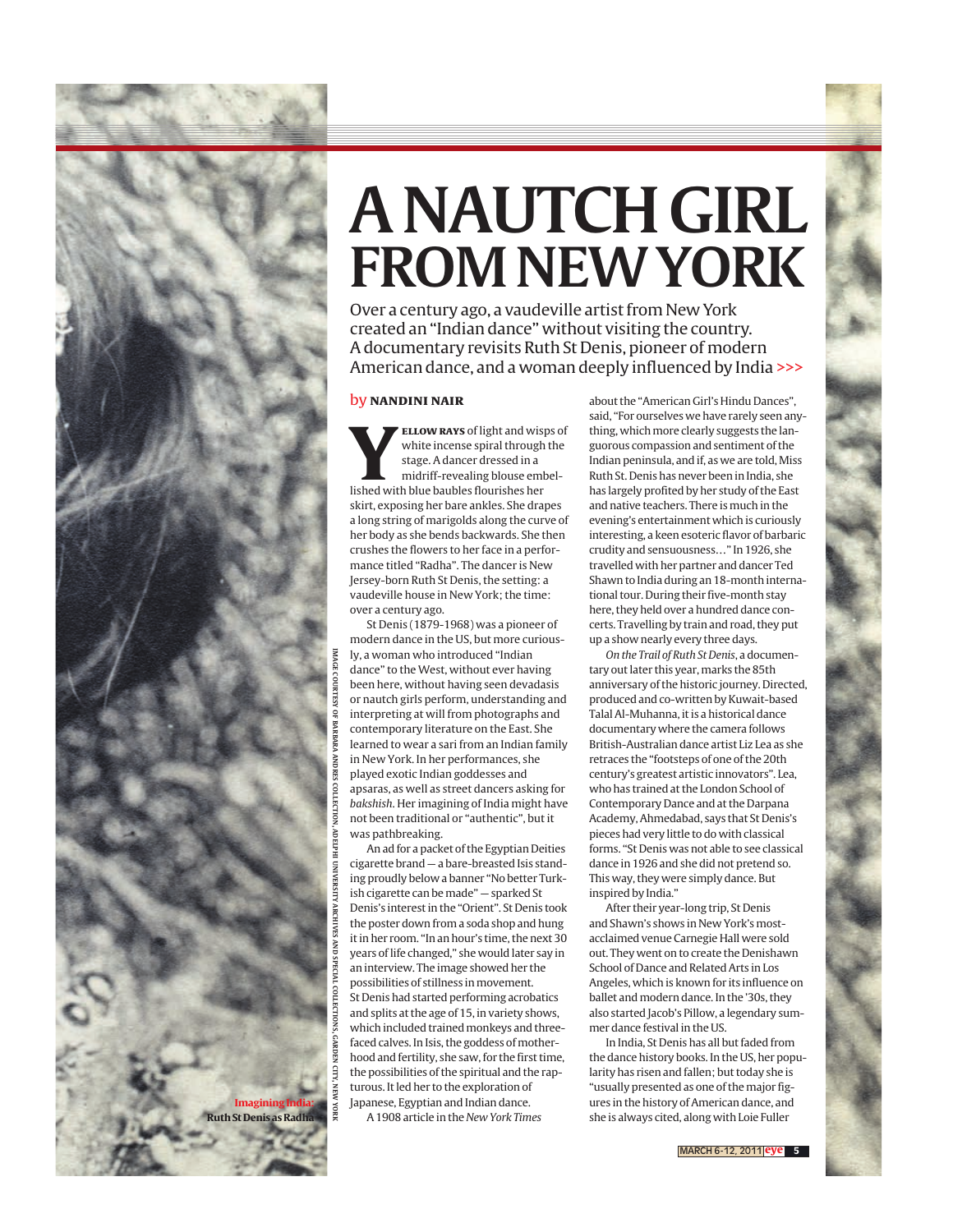# A NAUTCH GIRL FROM NEW YORK

Over a century ago, a vaudeville artist from New York created an "Indian dance" without visiting the country. A documentary revisits Ruth St Denis, pioneer of modern American dance, and a woman deeply influenced by India >>>

by **NANDINI NAIR**

**YELLOW RAYS** of light and wisps of white incense spiral through the stage. A dancer dressed in a midriff-revealing blouse embellished with blue baubles flourishes her skirt, exposing her bare ankles. She drapes a long string of marigolds along the curve of her body as she bends backwards. She then crushes the flowers to her face in a performance titled "Radha". The dancer is New Jersey-born Ruth St Denis, the setting: a vaudeville house in New York; the time: over a century ago.

St Denis (1879-1968) was a pioneer of modern dance in the US, but more curiously, a woman who introduced "Indian dance" to the West, without ever having been here, without having seen devadasis or nautch girls perform, understanding and interpreting at will from photographs and contemporary literature on the East. She learned to wear a sari from an Indian family in New York. In her performances, she played exotic Indian goddesses and apsaras, as well as street dancers asking for *bakshish*. Her imagining of India might have not been traditional or "authentic", but it was pathbreaking.

An ad for a packet of the Egyptian Deities cigarette brand — a bare-breasted Isis standing proudly below a banner "No better Turkish cigarette can be made" — sparked St Denis's interest in the "Orient". St Denis took the poster down from a soda shop and hung it in her room. "In an hour's time, the next 30 years of life changed," she would later say in an interview. The image showed her the possibilities of stillness in movement. St Denis had started performing acrobatics and splits at the age of 15, in variety shows, which included trained monkeys and three-faced calves. In Isis, the goddess of motherhood and fertility, she saw, for the first time, the possibilities of the spiritual and the rapturous. It led her to the exploration of Japanese, Egyptian and Indian dance.

A 1908 article in the *New York Times* about the "American Girl's Hindu Dances", said, "For ourselves we have rarely seen anything, which more clearly suggests the languorous compassion and sentiment of the Indian peninsula, and if, as we are told, Miss Ruth St. Denis has never been in India, she has largely profited by her study of the East and native teachers. There is much in the evening's entertainment which is curiously interesting, a keen esoteric flavor of barbaric crudity and sensuousness…" In 1926, she travelled with her partner and dancer Ted Shawn to India during an 18-month international tour. During their five-month stay here, they held over a hundred dance concerts. Travelling by train and road, they put up a show nearly every three days.

*On the Trail of Ruth St Denis*, a documentary out later this year, marks the 85th anniversary of the historic journey. Directed, produced and co-written by Kuwait-based Talal Al-Muhanna, it is a historical dance documentary where the camera follows British-Australian dance artist Liz Lea as she retraces the "footsteps of one of the 20th century's greatest artistic innovators". Lea, who has trained at the London School of Contemporary Dance and at the Darpana Academy, Ahmedabad, says that St Denis's pieces had very little to do with classical forms. "St Denis was not able to see classical dance in 1926 and she did not pretend so. This way, they were simply dance. But inspired by India."

After their year-long trip, St Denis and Shawn's shows in New York's most-acclaimed venue Carnegie Hall were sold out. They went on to create the Denishawn School of Dance and Related Arts in Los Angeles, which is known for its influence on ballet and modern dance. In the '30s, they also started Jacob's Pillow, a legendary summer dance festival in the US.

In India, St Denis has all but faded from the dance history books. In the US, her popularity has risen and fallen; but today she is "usually presented as one of the major figures in the history of American dance, and she is always cited, along with Loie Fuller

**Imagining India:** Ruth St Denis as Radha

IMAGE COURTESY OF BARBARA ANDRES COLLECTION, ADELPHI UNIVERSITY ARCHIVES AND SPECIAL COLLECTIONS, GARDEN CITY, NEW YORK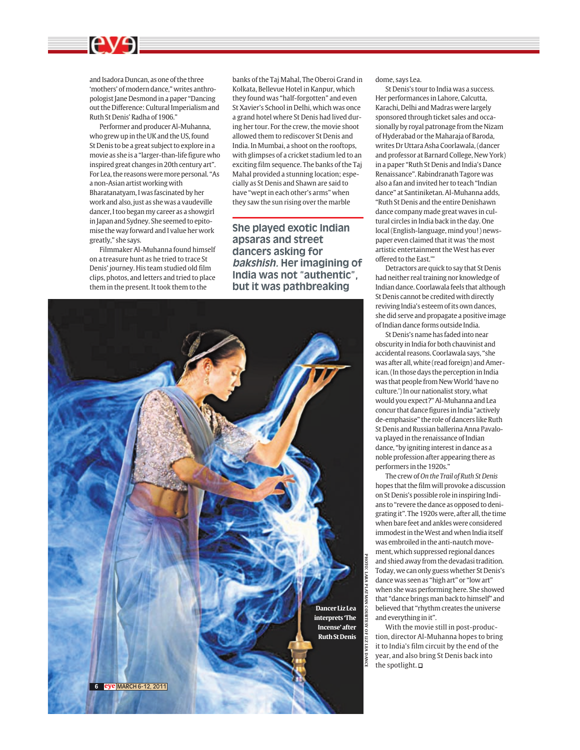and Isadora Duncan, as one of the three 'mothers' of modern dance," writes anthropologist Jane Desmond in a paper "Dancing out the Difference: Cultural Imperialism and Ruth St Denis' Radha of 1906."

Performer and producer Al-Muhanna, who grew up in the UK and the US, found St Denis to be a great subject to explore in a movie as she is a "larger-than-life figure who inspired great changes in 20th century art". For Lea, the reasons were more personal. "As a non-Asian artist working with Bharatanatyam, I was fascinated by her work and also, just as she was a vaudeville dancer, I too began my career as a showgirl in Japan and Sydney. She seemed to epitomise the way forward and I value her work greatly," she says.

Filmmaker Al-Muhanna found himself on a treasure hunt as he tried to trace St Denis' journey. His team studied old film clips, photos, and letters and tried to place them in the present. It took them to the banks of the Taj Mahal, The Oberoi Grand in Kolkata, Bellevue Hotel in Kanpur, which they found was "half-forgotten" and even St Xavier's School in Delhi, which was once a grand hotel where St Denis had lived during her tour. For the crew, the movie shoot allowed them to rediscover St Denis and India. In Mumbai, a shoot on the rooftops, with glimpses of a cricket stadium led to an exciting film sequence. The banks of the Taj Mahal provided a stunning location; especially as St Denis and Shawn are said to have "wept in each other's arms" when they saw the sun rising over the marble dome, says Lea.

**She played exotic Indian apsaras and street dancers asking for *bakshish*. Her imagining of India was not "authentic", but it was pathbreaking**

St Denis's tour to India was a success. Her performances in Lahore, Calcutta, Karachi, Delhi and Madras were largely sponsored through ticket sales and occasionally by royal patronage from the Nizam of Hyderabad or the Maharaja of Baroda, writes Dr Uttara Asha Coorlawala, (dancer and professor at Barnard College, New York) in a paper "Ruth St Denis and India's Dance Renaissance". Rabindranath Tagore was also a fan and invited her to teach "Indian dance" at Santiniketan. Al-Muhanna adds, "Ruth St Denis and the entire Denishawn dance company made great waves in cultural circles in India back in the day. One local (English-language, mind you!) newspaper even claimed that it was 'the most artistic entertainment the West has ever offered to the East.'"

Detractors are quick to say that St Denis had neither real training nor knowledge of Indian dance. Coorlawala feels that although St Denis cannot be credited with directly reviving India's esteem of its own dances, she did serve and propagate a positive image of Indian dance forms outside India.

St Denis's name has faded into near obscurity in India for both chauvinist and accidental reasons. Coorlawala says, "she was after all, white (read foreign) and American. (In those days the perception in India was that people from New World 'have no culture.') In our nationalist story, what would you expect?" Al-Muhanna and Lea concur that dance figures in India "actively de-emphasise" the role of dancers like Ruth St Denis and Russian ballerina Anna Pavalova played in the renaissance of Indian dance, "by igniting interest in dance as a noble profession after appearing there as performers in the 1920s."

The crew of *On the Trail of Ruth St Denis* hopes that the film will provoke a discussion on St Denis's possible role in inspiring Indians to "revere the dance as opposed to denigrating it". The 1920s were, after all, the time when bare feet and ankles were considered immodest in the West and when India itself was embroiled in the anti-nautch movement, which suppressed regional dances and shied away from the devadasi tradition. Today, we can only guess whether St Denis's dance was seen as "high art" or "low art" when she was performing here. She showed that "dance brings man back to himself" and believed that "rhythm creates the universe and everything in it".

With the movie still in post-production, director Al-Muhanna hopes to bring it to India's film circuit by the end of the year, and also bring St Denis back into the spotlight.

**Dancer Liz Lea interprets 'The Incense' after Ruth St Denis**

PHOTO: LARA PLATMAN COURTESY OF LIZ LEA DANCE